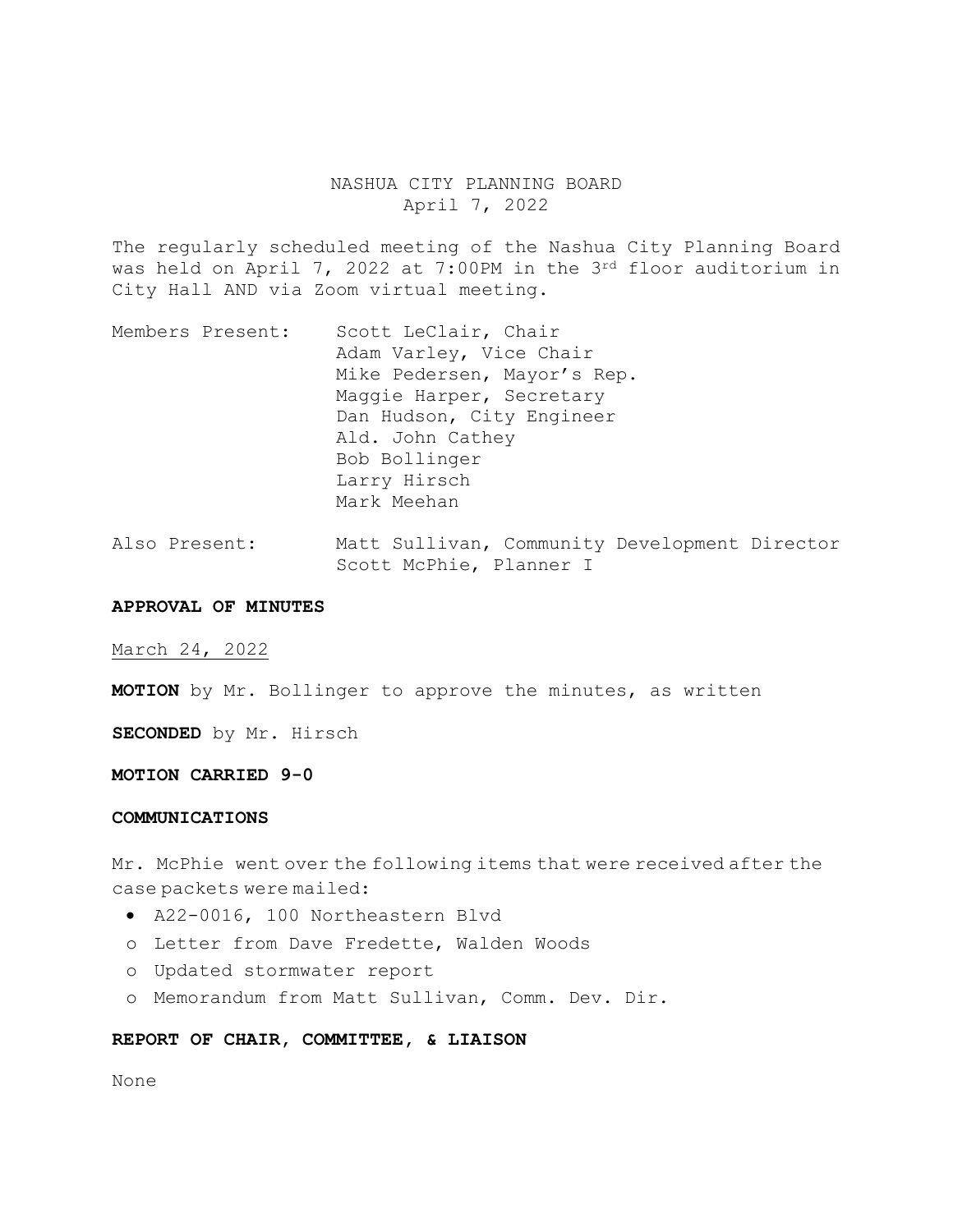NASHUA CITY PLANNING BOARD
April 7, 2022

The regularly scheduled meeting of the Nashua City Planning Board was held on April 7, 2022 at 7:00PM in the 3rd floor auditorium in City Hall AND via Zoom virtual meeting.

Members Present: Scott LeClair, Chair
Adam Varley, Vice Chair
Mike Pedersen, Mayor's Rep.
Maggie Harper, Secretary
Dan Hudson, City Engineer
Ald. John Cathey
Bob Bollinger
Larry Hirsch
Mark Meehan

Also Present: Matt Sullivan, Community Development Director
Scott McPhie, Planner I

**APPROVAL OF MINUTES**

March 24, 2022

**MOTION** by Mr. Bollinger to approve the minutes, as written

**SECONDED** by Mr. Hirsch

**MOTION CARRIED 9-0**

**COMMUNICATIONS**

Mr. McPhie went over the following items that were received after the case packets were mailed:

- A22-0016, 100 Northeastern Blvd
  - Letter from Dave Fredette, Walden Woods
  - Updated stormwater report
  - Memorandum from Matt Sullivan, Comm. Dev. Dir.

**REPORT OF CHAIR, COMMITTEE, & LIAISON**

None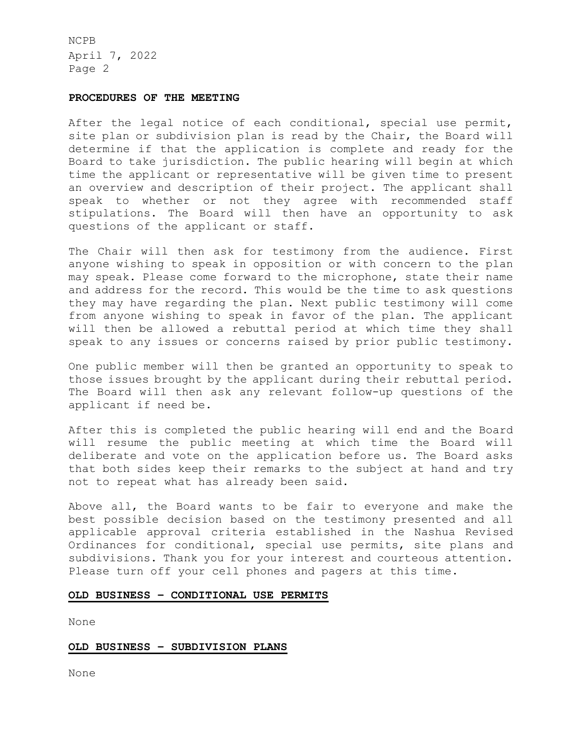**PROCEDURES OF THE MEETING**

After the legal notice of each conditional, special use permit, site plan or subdivision plan is read by the Chair, the Board will determine if that the application is complete and ready for the Board to take jurisdiction. The public hearing will begin at which time the applicant or representative will be given time to present an overview and description of their project. The applicant shall speak to whether or not they agree with recommended staff stipulations. The Board will then have an opportunity to ask questions of the applicant or staff.

The Chair will then ask for testimony from the audience. First anyone wishing to speak in opposition or with concern to the plan may speak. Please come forward to the microphone, state their name and address for the record. This would be the time to ask questions they may have regarding the plan. Next public testimony will come from anyone wishing to speak in favor of the plan. The applicant will then be allowed a rebuttal period at which time they shall speak to any issues or concerns raised by prior public testimony.

One public member will then be granted an opportunity to speak to those issues brought by the applicant during their rebuttal period. The Board will then ask any relevant follow-up questions of the applicant if need be.

After this is completed the public hearing will end and the Board will resume the public meeting at which time the Board will deliberate and vote on the application before us. The Board asks that both sides keep their remarks to the subject at hand and try not to repeat what has already been said.

Above all, the Board wants to be fair to everyone and make the best possible decision based on the testimony presented and all applicable approval criteria established in the Nashua Revised Ordinances for conditional, special use permits, site plans and subdivisions. Thank you for your interest and courteous attention. Please turn off your cell phones and pagers at this time.

**OLD BUSINESS – CONDITIONAL USE PERMITS**

None

**OLD BUSINESS – SUBDIVISION PLANS**

None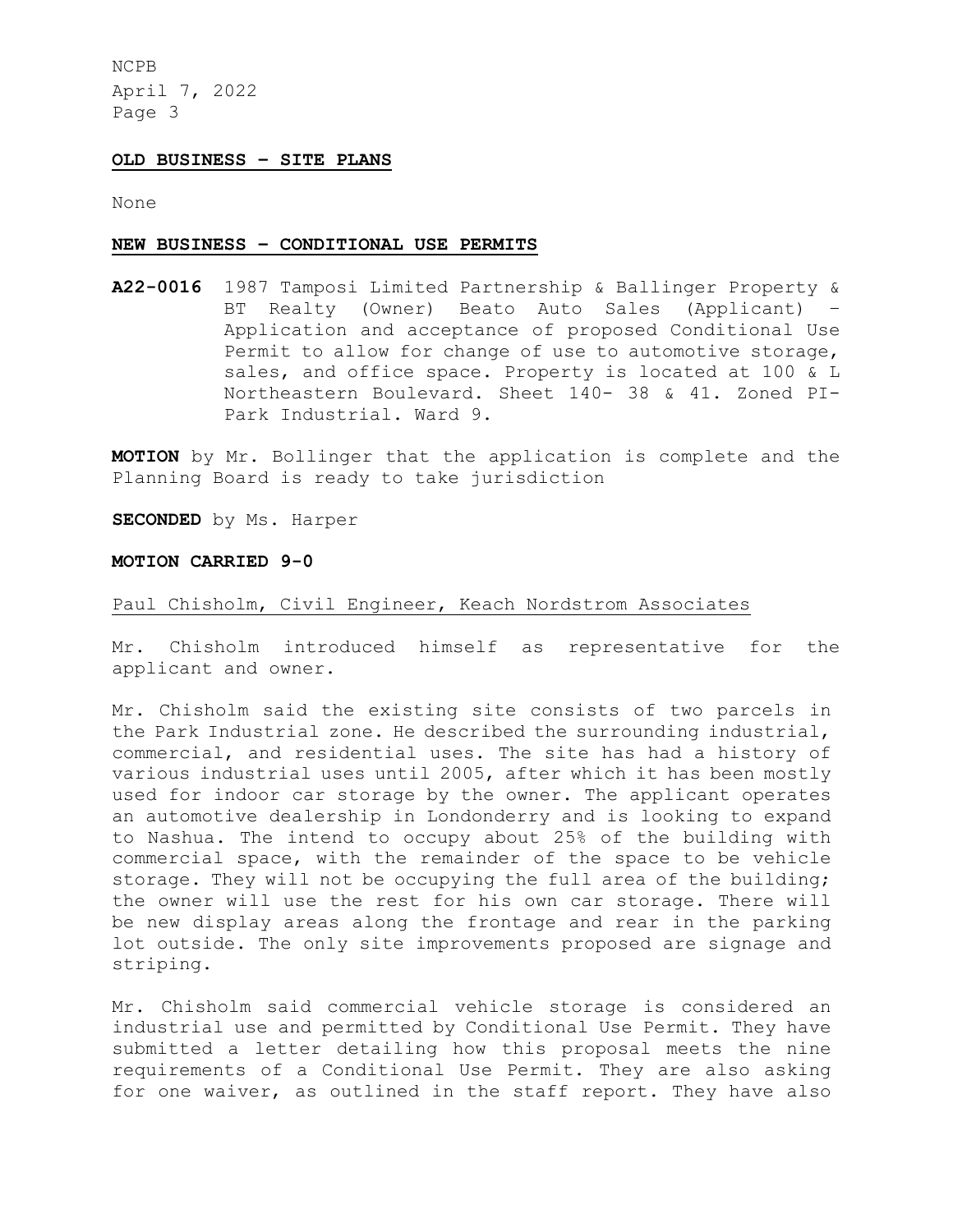**OLD BUSINESS – SITE PLANS**

None

**NEW BUSINESS – CONDITIONAL USE PERMITS**

**A22-0016** 1987 Tamposi Limited Partnership & Ballinger Property & BT Realty (Owner) Beato Auto Sales (Applicant) – Application and acceptance of proposed Conditional Use Permit to allow for change of use to automotive storage, sales, and office space. Property is located at 100 & L Northeastern Boulevard. Sheet 140- 38 & 41. Zoned PI-Park Industrial. Ward 9.

**MOTION** by Mr. Bollinger that the application is complete and the Planning Board is ready to take jurisdiction

**SECONDED** by Ms. Harper

**MOTION CARRIED 9-0**

<u>Paul Chisholm, Civil Engineer, Keach Nordstrom Associates</u>

Mr. Chisholm introduced himself as representative for the applicant and owner.

Mr. Chisholm said the existing site consists of two parcels in the Park Industrial zone. He described the surrounding industrial, commercial, and residential uses. The site has had a history of various industrial uses until 2005, after which it has been mostly used for indoor car storage by the owner. The applicant operates an automotive dealership in Londonderry and is looking to expand to Nashua. The intend to occupy about 25% of the building with commercial space, with the remainder of the space to be vehicle storage. They will not be occupying the full area of the building; the owner will use the rest for his own car storage. There will be new display areas along the frontage and rear in the parking lot outside. The only site improvements proposed are signage and striping.

Mr. Chisholm said commercial vehicle storage is considered an industrial use and permitted by Conditional Use Permit. They have submitted a letter detailing how this proposal meets the nine requirements of a Conditional Use Permit. They are also asking for one waiver, as outlined in the staff report. They have also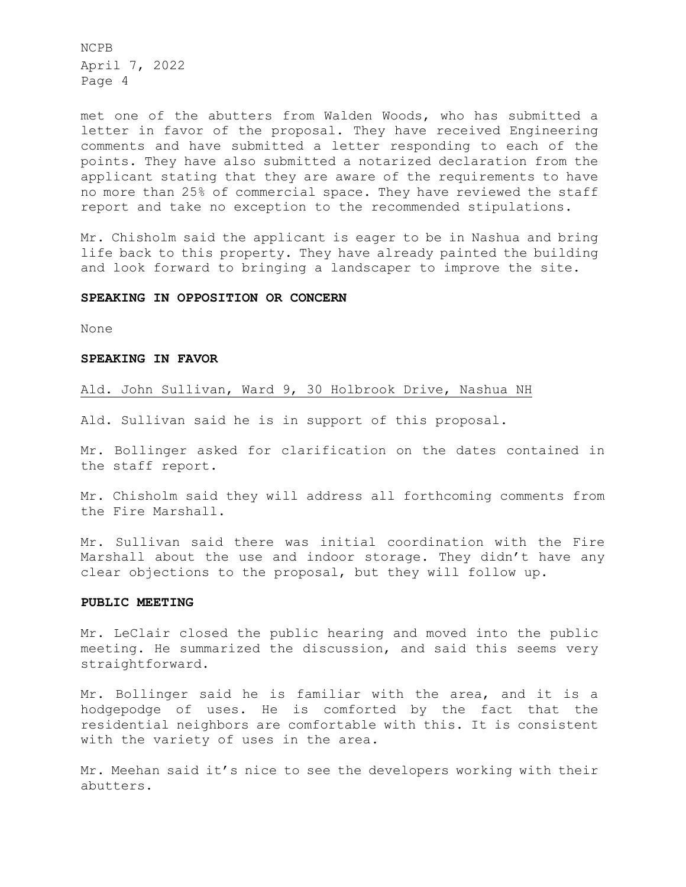met one of the abutters from Walden Woods, who has submitted a letter in favor of the proposal. They have received Engineering comments and have submitted a letter responding to each of the points. They have also submitted a notarized declaration from the applicant stating that they are aware of the requirements to have no more than 25% of commercial space. They have reviewed the staff report and take no exception to the recommended stipulations.

Mr. Chisholm said the applicant is eager to be in Nashua and bring life back to this property. They have already painted the building and look forward to bringing a landscaper to improve the site.

**SPEAKING IN OPPOSITION OR CONCERN**

None

**SPEAKING IN FAVOR**

Ald. John Sullivan, Ward 9, 30 Holbrook Drive, Nashua NH

Ald. Sullivan said he is in support of this proposal.

Mr. Bollinger asked for clarification on the dates contained in the staff report.

Mr. Chisholm said they will address all forthcoming comments from the Fire Marshall.

Mr. Sullivan said there was initial coordination with the Fire Marshall about the use and indoor storage. They didn't have any clear objections to the proposal, but they will follow up.

**PUBLIC MEETING**

Mr. LeClair closed the public hearing and moved into the public meeting. He summarized the discussion, and said this seems very straightforward.

Mr. Bollinger said he is familiar with the area, and it is a hodgepodge of uses. He is comforted by the fact that the residential neighbors are comfortable with this. It is consistent with the variety of uses in the area.

Mr. Meehan said it's nice to see the developers working with their abutters.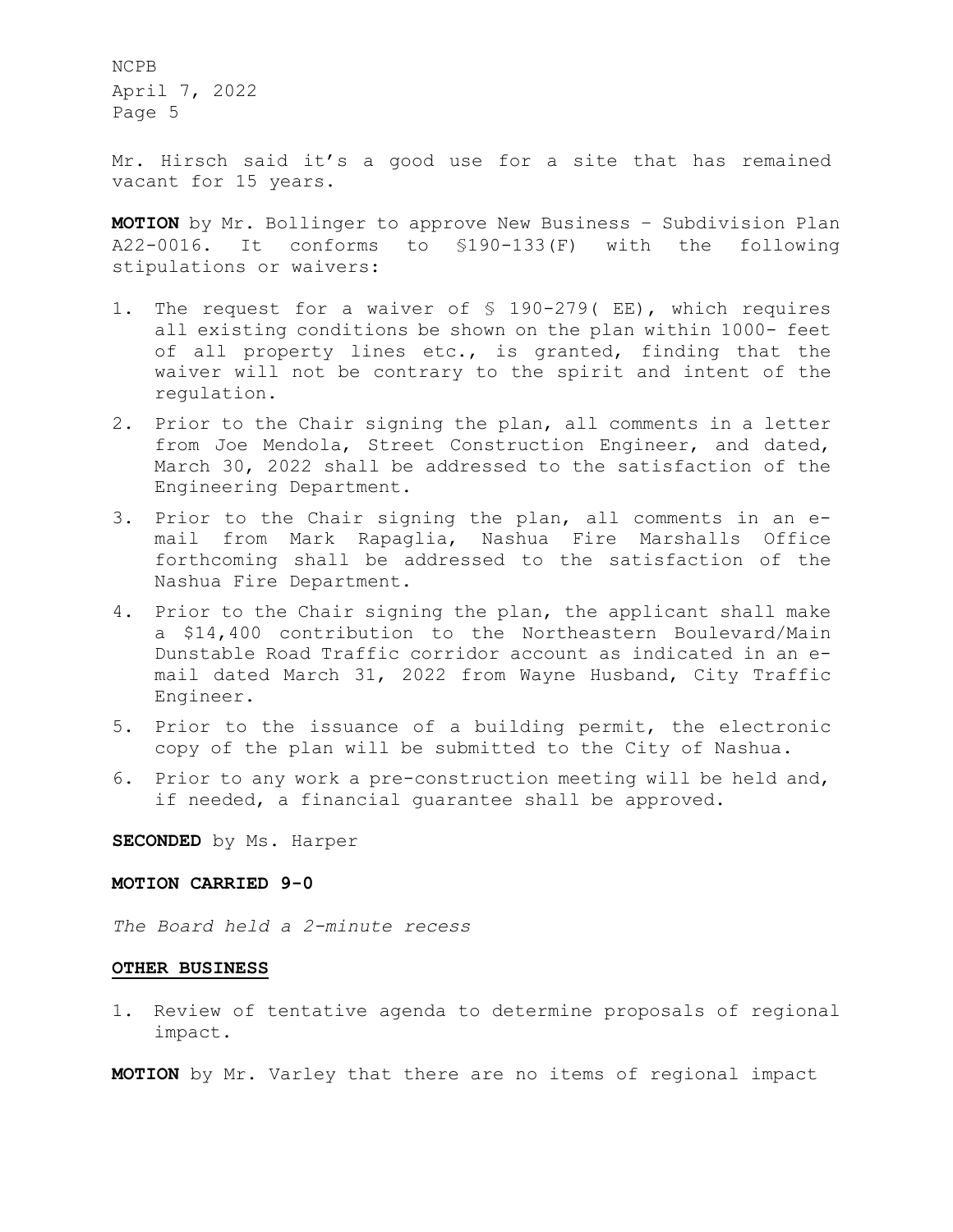Mr. Hirsch said it's a good use for a site that has remained vacant for 15 years.

**MOTION** by Mr. Bollinger to approve New Business – Subdivision Plan A22-0016. It conforms to §190-133(F) with the following stipulations or waivers:

1. The request for a waiver of § 190-279( EE), which requires all existing conditions be shown on the plan within 1000- feet of all property lines etc., is granted, finding that the waiver will not be contrary to the spirit and intent of the regulation.
2. Prior to the Chair signing the plan, all comments in a letter from Joe Mendola, Street Construction Engineer, and dated, March 30, 2022 shall be addressed to the satisfaction of the Engineering Department.
3. Prior to the Chair signing the plan, all comments in an e-mail from Mark Rapaglia, Nashua Fire Marshalls Office forthcoming shall be addressed to the satisfaction of the Nashua Fire Department.
4. Prior to the Chair signing the plan, the applicant shall make a $14,400 contribution to the Northeastern Boulevard/Main Dunstable Road Traffic corridor account as indicated in an e-mail dated March 31, 2022 from Wayne Husband, City Traffic Engineer.
5. Prior to the issuance of a building permit, the electronic copy of the plan will be submitted to the City of Nashua.
6. Prior to any work a pre-construction meeting will be held and, if needed, a financial guarantee shall be approved.

**SECONDED** by Ms. Harper

**MOTION CARRIED 9-0**

*The Board held a 2-minute recess*

**OTHER BUSINESS**

1. Review of tentative agenda to determine proposals of regional impact.

**MOTION** by Mr. Varley that there are no items of regional impact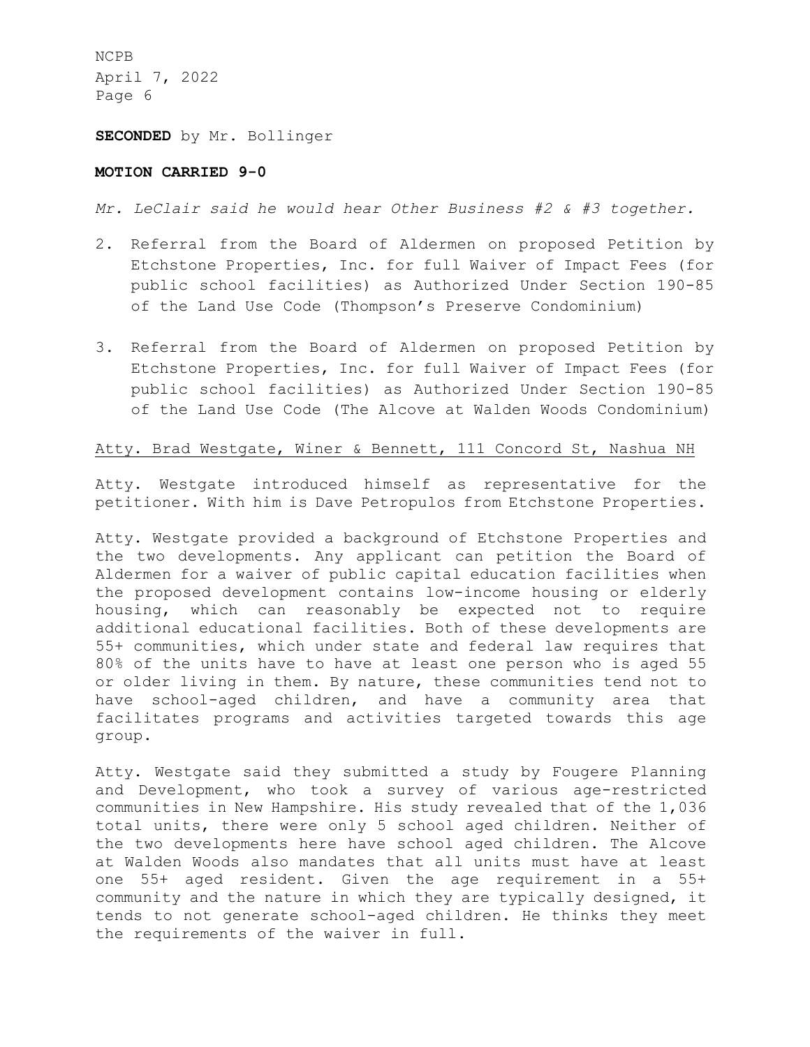**SECONDED** by Mr. Bollinger

**MOTION CARRIED 9-0**

*Mr. LeClair said he would hear Other Business #2 & #3 together.*

2. Referral from the Board of Aldermen on proposed Petition by Etchstone Properties, Inc. for full Waiver of Impact Fees (for public school facilities) as Authorized Under Section 190-85 of the Land Use Code (Thompson's Preserve Condominium)

3. Referral from the Board of Aldermen on proposed Petition by Etchstone Properties, Inc. for full Waiver of Impact Fees (for public school facilities) as Authorized Under Section 190-85 of the Land Use Code (The Alcove at Walden Woods Condominium)

<u>Atty. Brad Westgate, Winer & Bennett, 111 Concord St, Nashua NH</u>

Atty. Westgate introduced himself as representative for the petitioner. With him is Dave Petropulos from Etchstone Properties.

Atty. Westgate provided a background of Etchstone Properties and the two developments. Any applicant can petition the Board of Aldermen for a waiver of public capital education facilities when the proposed development contains low-income housing or elderly housing, which can reasonably be expected not to require additional educational facilities. Both of these developments are 55+ communities, which under state and federal law requires that 80% of the units have to have at least one person who is aged 55 or older living in them. By nature, these communities tend not to have school-aged children, and have a community area that facilitates programs and activities targeted towards this age group.

Atty. Westgate said they submitted a study by Fougere Planning and Development, who took a survey of various age-restricted communities in New Hampshire. His study revealed that of the 1,036 total units, there were only 5 school aged children. Neither of the two developments here have school aged children. The Alcove at Walden Woods also mandates that all units must have at least one 55+ aged resident. Given the age requirement in a 55+ community and the nature in which they are typically designed, it tends to not generate school-aged children. He thinks they meet the requirements of the waiver in full.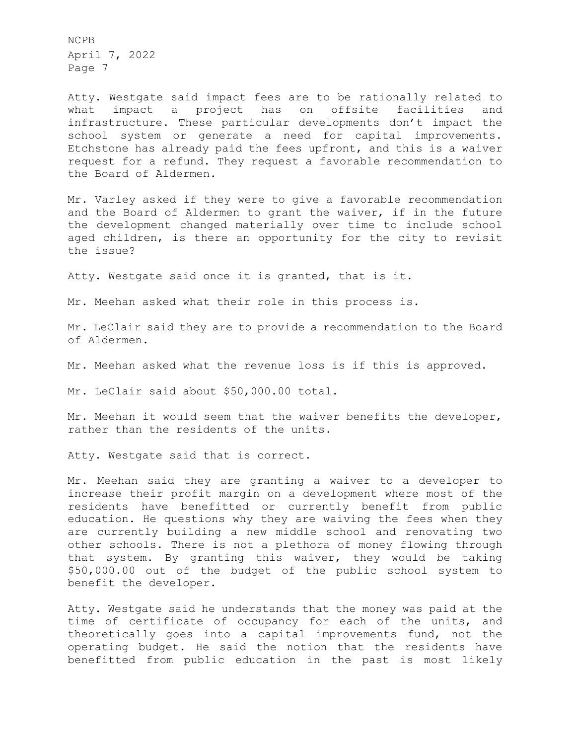Atty. Westgate said impact fees are to be rationally related to what impact a project has on offsite facilities and infrastructure. These particular developments don't impact the school system or generate a need for capital improvements. Etchstone has already paid the fees upfront, and this is a waiver request for a refund. They request a favorable recommendation to the Board of Aldermen.

Mr. Varley asked if they were to give a favorable recommendation and the Board of Aldermen to grant the waiver, if in the future the development changed materially over time to include school aged children, is there an opportunity for the city to revisit the issue?

Atty. Westgate said once it is granted, that is it.

Mr. Meehan asked what their role in this process is.

Mr. LeClair said they are to provide a recommendation to the Board of Aldermen.

Mr. Meehan asked what the revenue loss is if this is approved.

Mr. LeClair said about $50,000.00 total.

Mr. Meehan it would seem that the waiver benefits the developer, rather than the residents of the units.

Atty. Westgate said that is correct.

Mr. Meehan said they are granting a waiver to a developer to increase their profit margin on a development where most of the residents have benefitted or currently benefit from public education. He questions why they are waiving the fees when they are currently building a new middle school and renovating two other schools. There is not a plethora of money flowing through that system. By granting this waiver, they would be taking $50,000.00 out of the budget of the public school system to benefit the developer.

Atty. Westgate said he understands that the money was paid at the time of certificate of occupancy for each of the units, and theoretically goes into a capital improvements fund, not the operating budget. He said the notion that the residents have benefitted from public education in the past is most likely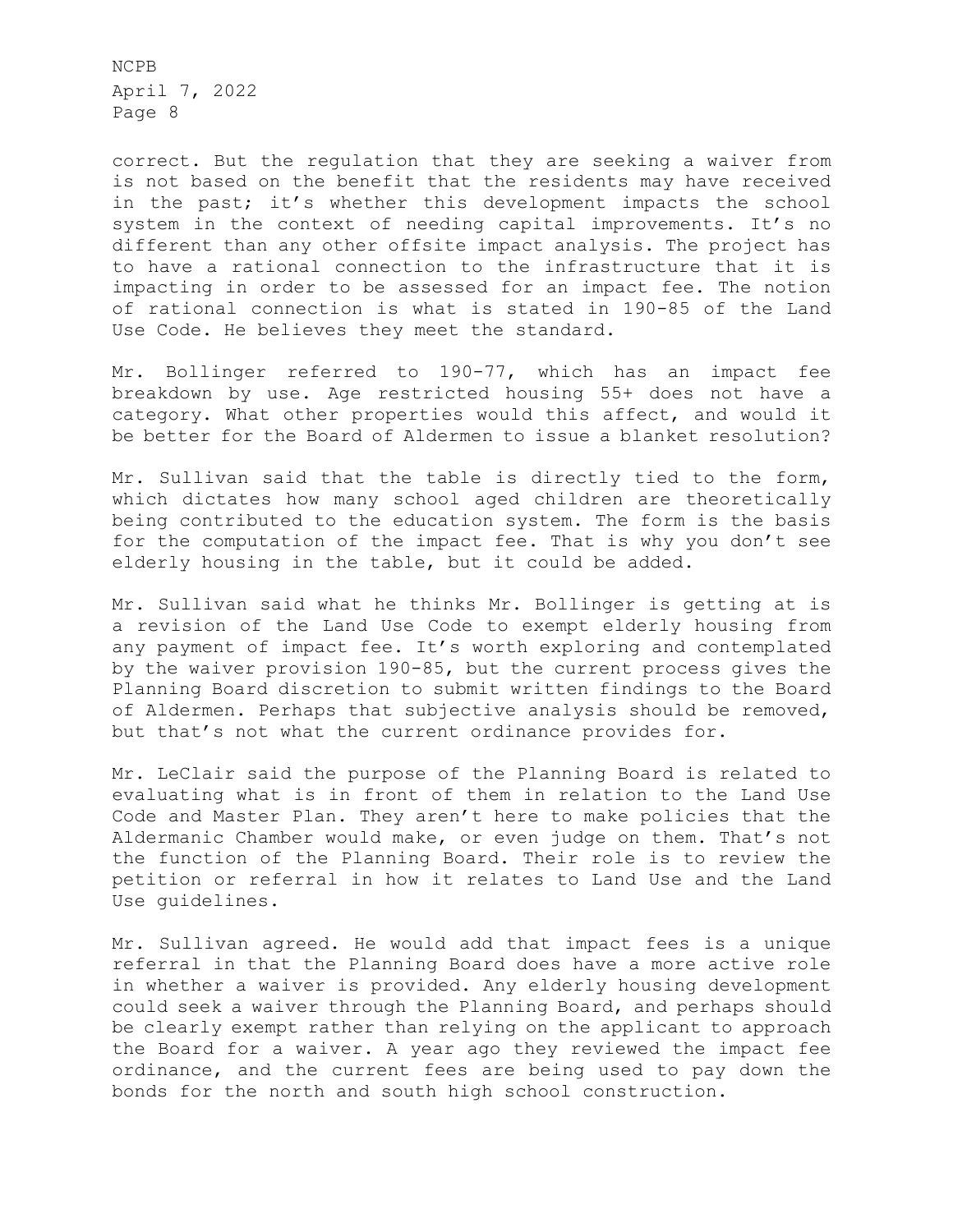correct. But the regulation that they are seeking a waiver from is not based on the benefit that the residents may have received in the past; it's whether this development impacts the school system in the context of needing capital improvements. It's no different than any other offsite impact analysis. The project has to have a rational connection to the infrastructure that it is impacting in order to be assessed for an impact fee. The notion of rational connection is what is stated in 190-85 of the Land Use Code. He believes they meet the standard.

Mr. Bollinger referred to 190-77, which has an impact fee breakdown by use. Age restricted housing 55+ does not have a category. What other properties would this affect, and would it be better for the Board of Aldermen to issue a blanket resolution?

Mr. Sullivan said that the table is directly tied to the form, which dictates how many school aged children are theoretically being contributed to the education system. The form is the basis for the computation of the impact fee. That is why you don't see elderly housing in the table, but it could be added.

Mr. Sullivan said what he thinks Mr. Bollinger is getting at is a revision of the Land Use Code to exempt elderly housing from any payment of impact fee. It's worth exploring and contemplated by the waiver provision 190-85, but the current process gives the Planning Board discretion to submit written findings to the Board of Aldermen. Perhaps that subjective analysis should be removed, but that's not what the current ordinance provides for.

Mr. LeClair said the purpose of the Planning Board is related to evaluating what is in front of them in relation to the Land Use Code and Master Plan. They aren't here to make policies that the Aldermanic Chamber would make, or even judge on them. That's not the function of the Planning Board. Their role is to review the petition or referral in how it relates to Land Use and the Land Use guidelines.

Mr. Sullivan agreed. He would add that impact fees is a unique referral in that the Planning Board does have a more active role in whether a waiver is provided. Any elderly housing development could seek a waiver through the Planning Board, and perhaps should be clearly exempt rather than relying on the applicant to approach the Board for a waiver. A year ago they reviewed the impact fee ordinance, and the current fees are being used to pay down the bonds for the north and south high school construction.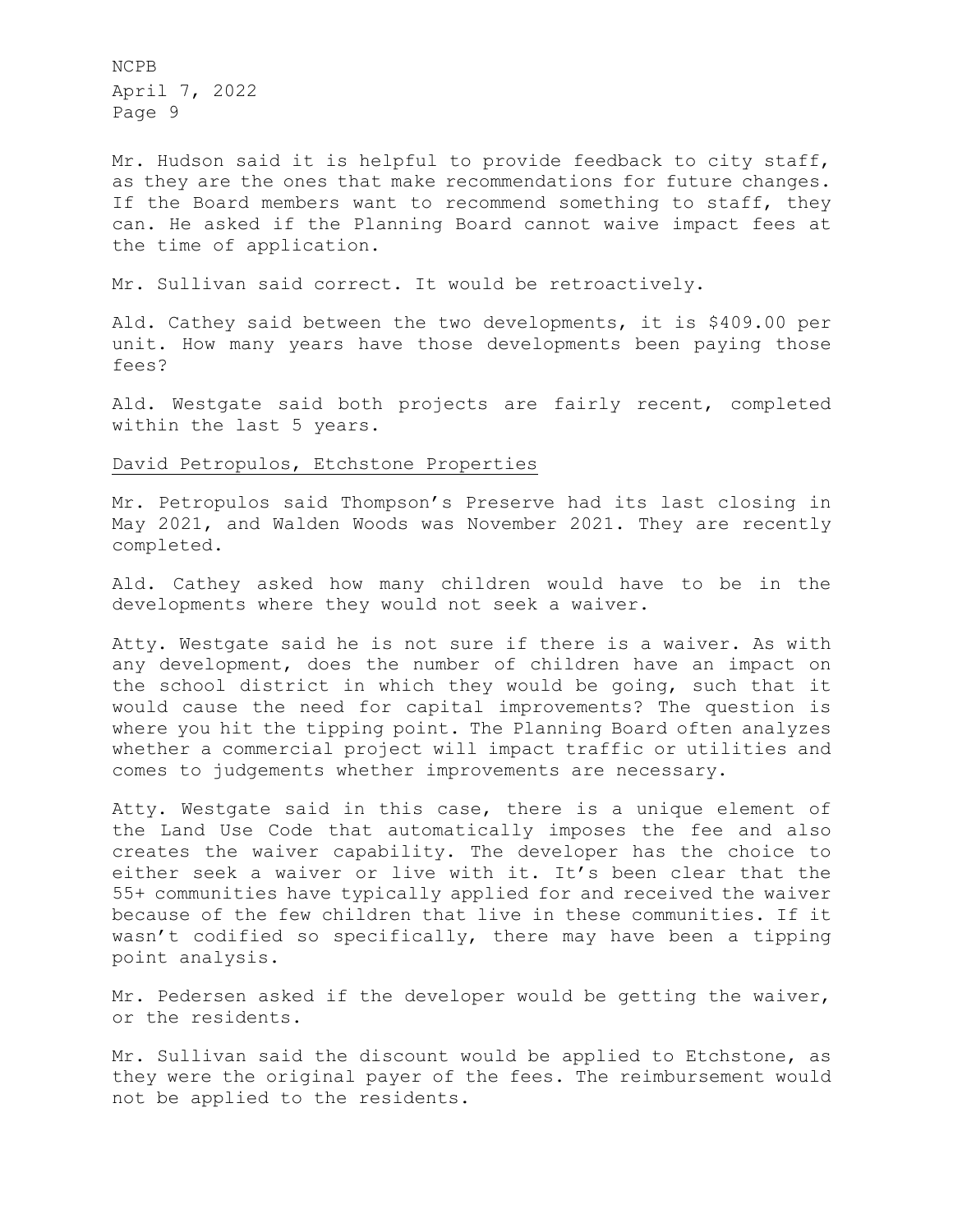Mr. Hudson said it is helpful to provide feedback to city staff, as they are the ones that make recommendations for future changes. If the Board members want to recommend something to staff, they can. He asked if the Planning Board cannot waive impact fees at the time of application.

Mr. Sullivan said correct. It would be retroactively.

Ald. Cathey said between the two developments, it is $409.00 per unit. How many years have those developments been paying those fees?

Ald. Westgate said both projects are fairly recent, completed within the last 5 years.

David Petropulos, Etchstone Properties

Mr. Petropulos said Thompson's Preserve had its last closing in May 2021, and Walden Woods was November 2021. They are recently completed.

Ald. Cathey asked how many children would have to be in the developments where they would not seek a waiver.

Atty. Westgate said he is not sure if there is a waiver. As with any development, does the number of children have an impact on the school district in which they would be going, such that it would cause the need for capital improvements? The question is where you hit the tipping point. The Planning Board often analyzes whether a commercial project will impact traffic or utilities and comes to judgements whether improvements are necessary.

Atty. Westgate said in this case, there is a unique element of the Land Use Code that automatically imposes the fee and also creates the waiver capability. The developer has the choice to either seek a waiver or live with it. It's been clear that the 55+ communities have typically applied for and received the waiver because of the few children that live in these communities. If it wasn't codified so specifically, there may have been a tipping point analysis.

Mr. Pedersen asked if the developer would be getting the waiver, or the residents.

Mr. Sullivan said the discount would be applied to Etchstone, as they were the original payer of the fees. The reimbursement would not be applied to the residents.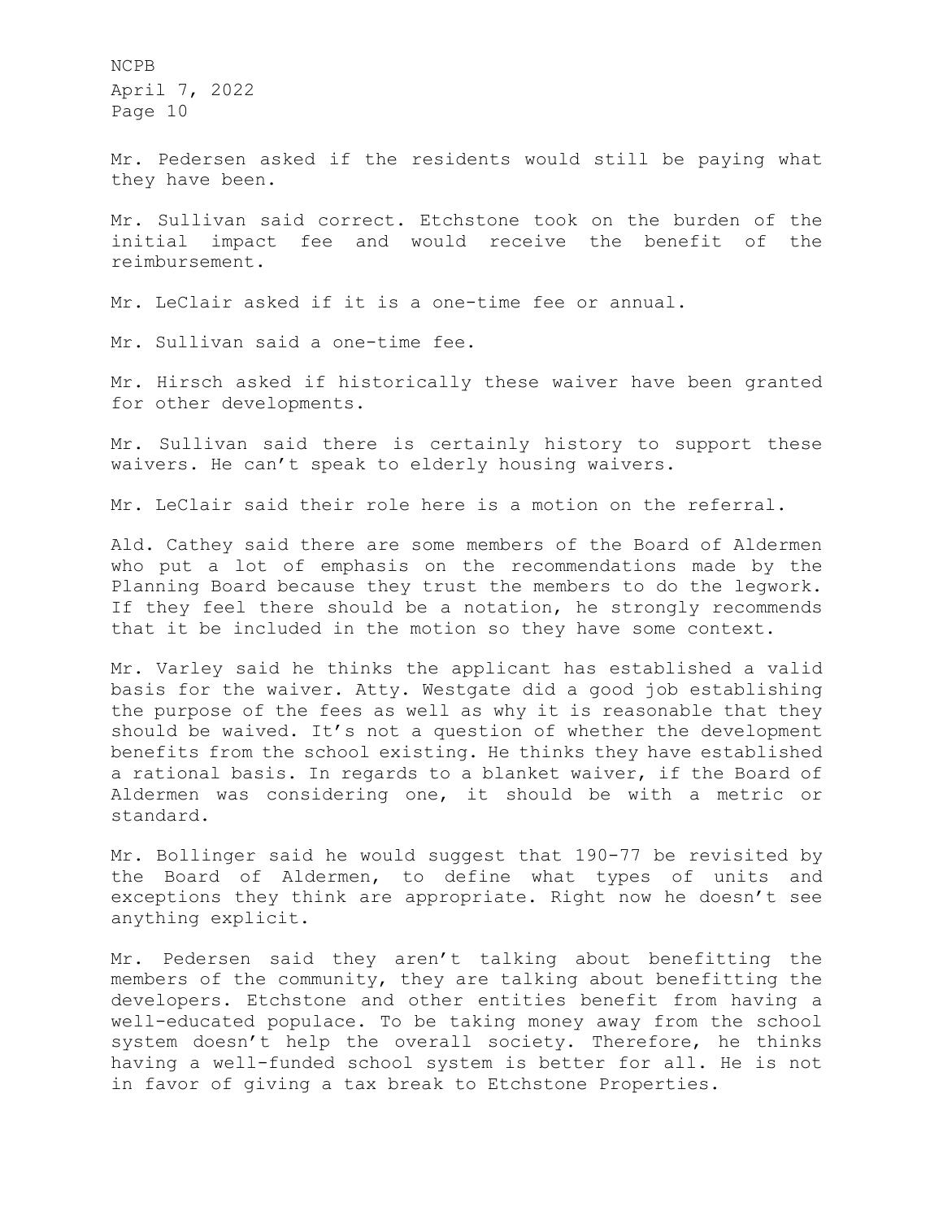Mr. Pedersen asked if the residents would still be paying what they have been.

Mr. Sullivan said correct. Etchstone took on the burden of the initial impact fee and would receive the benefit of the reimbursement.

Mr. LeClair asked if it is a one-time fee or annual.

Mr. Sullivan said a one-time fee.

Mr. Hirsch asked if historically these waiver have been granted for other developments.

Mr. Sullivan said there is certainly history to support these waivers. He can't speak to elderly housing waivers.

Mr. LeClair said their role here is a motion on the referral.

Ald. Cathey said there are some members of the Board of Aldermen who put a lot of emphasis on the recommendations made by the Planning Board because they trust the members to do the legwork. If they feel there should be a notation, he strongly recommends that it be included in the motion so they have some context.

Mr. Varley said he thinks the applicant has established a valid basis for the waiver. Atty. Westgate did a good job establishing the purpose of the fees as well as why it is reasonable that they should be waived. It's not a question of whether the development benefits from the school existing. He thinks they have established a rational basis. In regards to a blanket waiver, if the Board of Aldermen was considering one, it should be with a metric or standard.

Mr. Bollinger said he would suggest that 190-77 be revisited by the Board of Aldermen, to define what types of units and exceptions they think are appropriate. Right now he doesn't see anything explicit.

Mr. Pedersen said they aren't talking about benefitting the members of the community, they are talking about benefitting the developers. Etchstone and other entities benefit from having a well-educated populace. To be taking money away from the school system doesn't help the overall society. Therefore, he thinks having a well-funded school system is better for all. He is not in favor of giving a tax break to Etchstone Properties.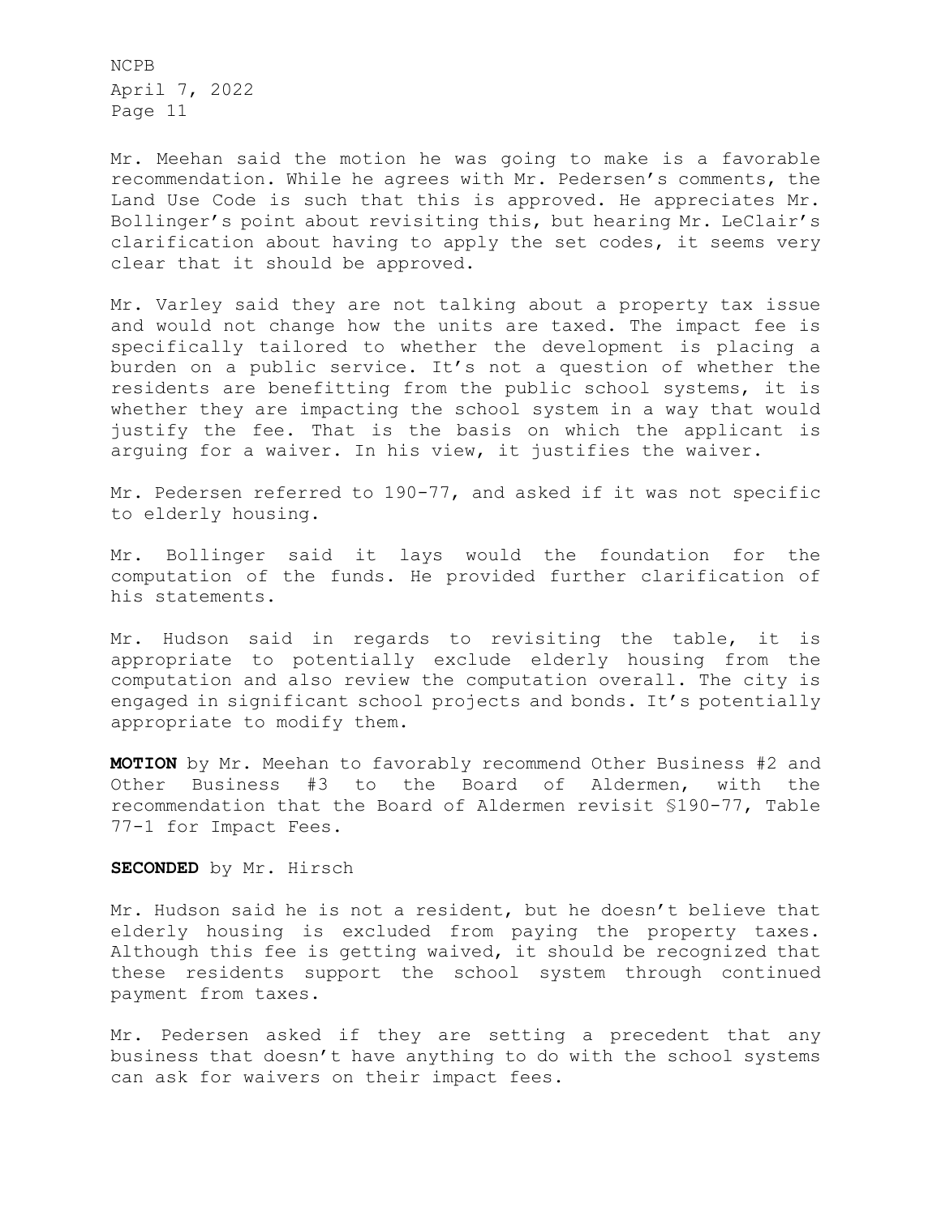Mr. Meehan said the motion he was going to make is a favorable recommendation. While he agrees with Mr. Pedersen's comments, the Land Use Code is such that this is approved. He appreciates Mr. Bollinger's point about revisiting this, but hearing Mr. LeClair's clarification about having to apply the set codes, it seems very clear that it should be approved.

Mr. Varley said they are not talking about a property tax issue and would not change how the units are taxed. The impact fee is specifically tailored to whether the development is placing a burden on a public service. It's not a question of whether the residents are benefitting from the public school systems, it is whether they are impacting the school system in a way that would justify the fee. That is the basis on which the applicant is arguing for a waiver. In his view, it justifies the waiver.

Mr. Pedersen referred to 190-77, and asked if it was not specific to elderly housing.

Mr. Bollinger said it lays would the foundation for the computation of the funds. He provided further clarification of his statements.

Mr. Hudson said in regards to revisiting the table, it is appropriate to potentially exclude elderly housing from the computation and also review the computation overall. The city is engaged in significant school projects and bonds. It's potentially appropriate to modify them.

**MOTION** by Mr. Meehan to favorably recommend Other Business #2 and Other Business #3 to the Board of Aldermen, with the recommendation that the Board of Aldermen revisit §190-77, Table 77-1 for Impact Fees.

**SECONDED** by Mr. Hirsch

Mr. Hudson said he is not a resident, but he doesn't believe that elderly housing is excluded from paying the property taxes. Although this fee is getting waived, it should be recognized that these residents support the school system through continued payment from taxes.

Mr. Pedersen asked if they are setting a precedent that any business that doesn't have anything to do with the school systems can ask for waivers on their impact fees.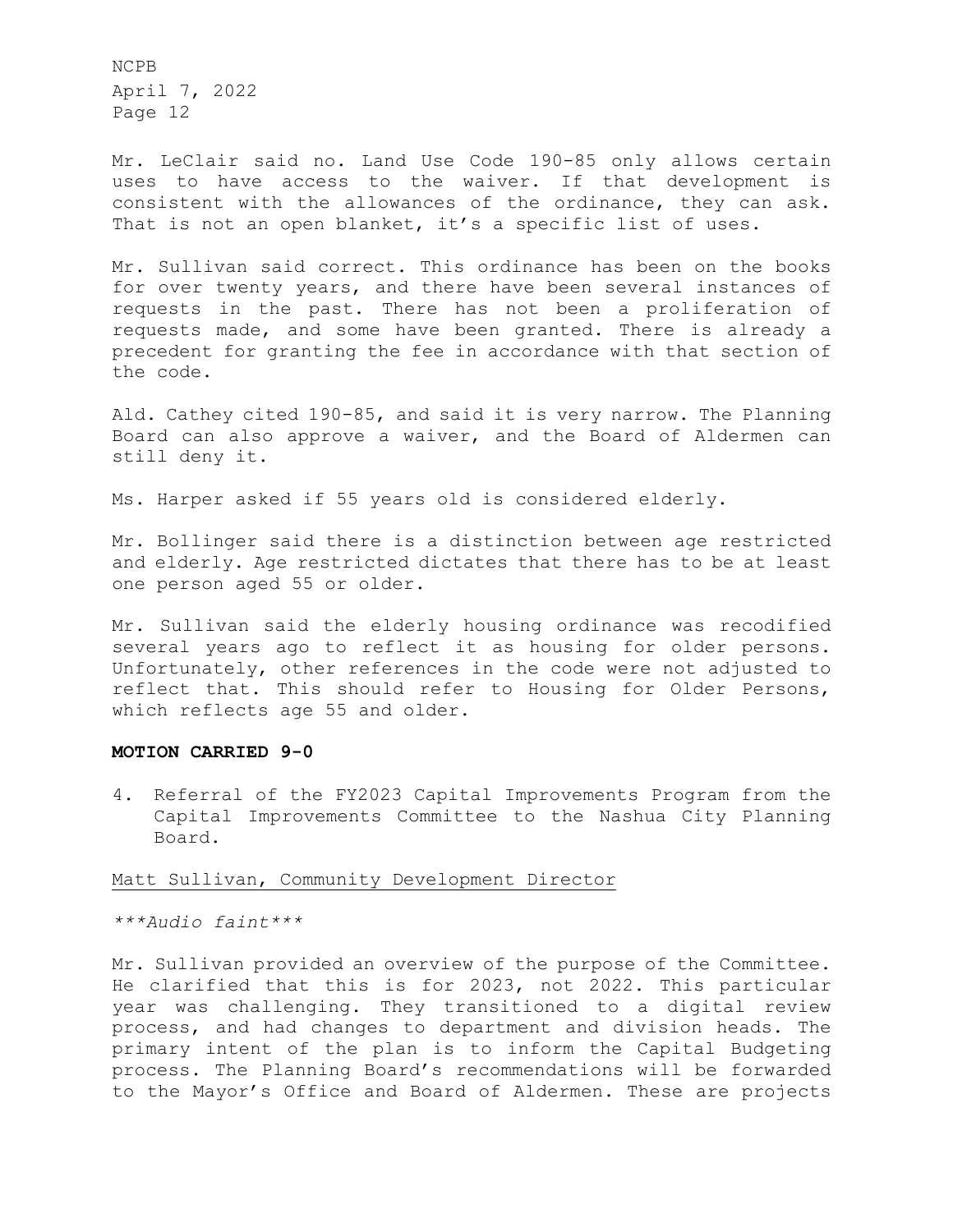Mr. LeClair said no. Land Use Code 190-85 only allows certain uses to have access to the waiver. If that development is consistent with the allowances of the ordinance, they can ask. That is not an open blanket, it's a specific list of uses.

Mr. Sullivan said correct. This ordinance has been on the books for over twenty years, and there have been several instances of requests in the past. There has not been a proliferation of requests made, and some have been granted. There is already a precedent for granting the fee in accordance with that section of the code.

Ald. Cathey cited 190-85, and said it is very narrow. The Planning Board can also approve a waiver, and the Board of Aldermen can still deny it.

Ms. Harper asked if 55 years old is considered elderly.

Mr. Bollinger said there is a distinction between age restricted and elderly. Age restricted dictates that there has to be at least one person aged 55 or older.

Mr. Sullivan said the elderly housing ordinance was recodified several years ago to reflect it as housing for older persons. Unfortunately, other references in the code were not adjusted to reflect that. This should refer to Housing for Older Persons, which reflects age 55 and older.

**MOTION CARRIED 9-0**

4. Referral of the FY2023 Capital Improvements Program from the Capital Improvements Committee to the Nashua City Planning Board.

<u>Matt Sullivan, Community Development Director</u>

****Audio faint****

Mr. Sullivan provided an overview of the purpose of the Committee. He clarified that this is for 2023, not 2022. This particular year was challenging. They transitioned to a digital review process, and had changes to department and division heads. The primary intent of the plan is to inform the Capital Budgeting process. The Planning Board's recommendations will be forwarded to the Mayor's Office and Board of Aldermen. These are projects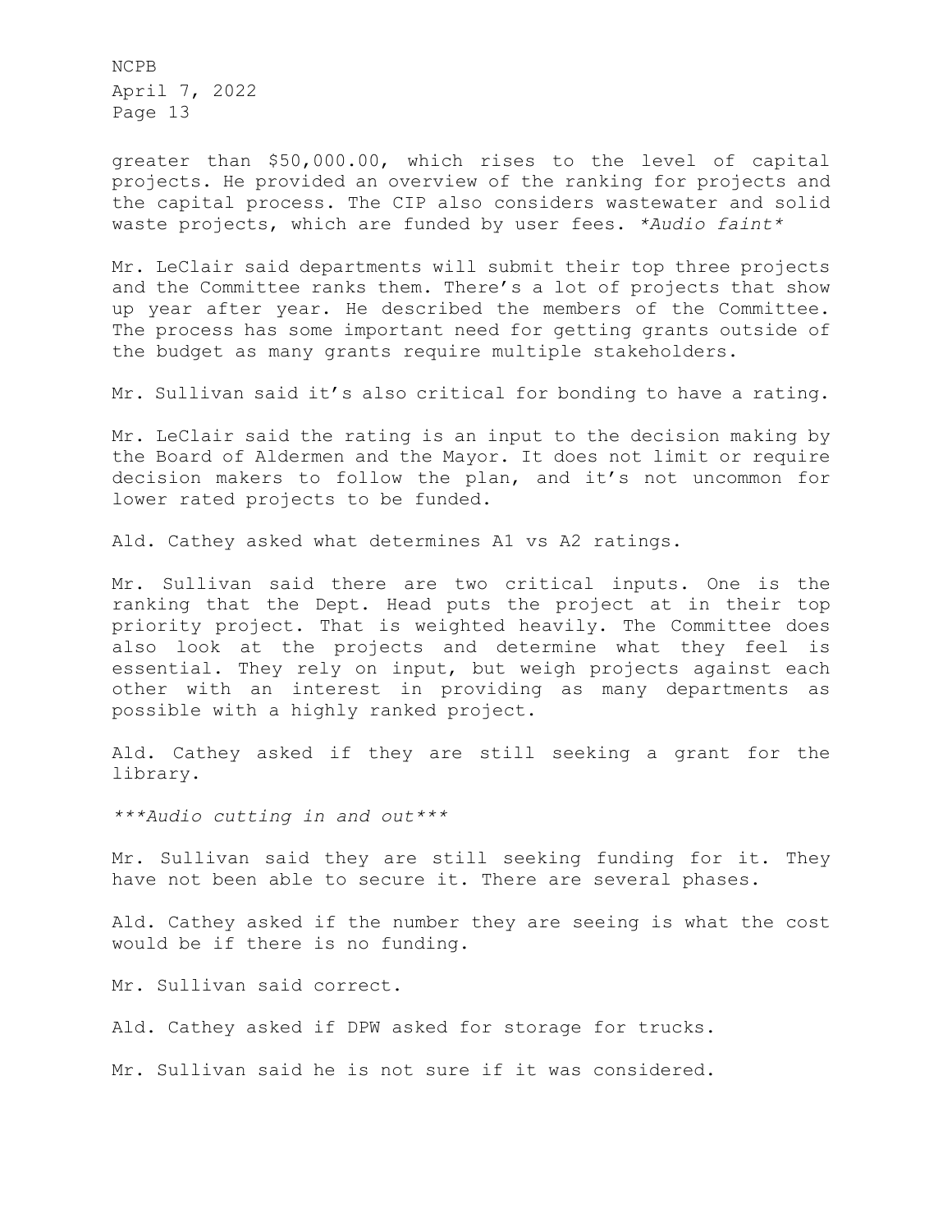greater than $50,000.00, which rises to the level of capital projects. He provided an overview of the ranking for projects and the capital process. The CIP also considers wastewater and solid waste projects, which are funded by user fees. *Audio faint*

Mr. LeClair said departments will submit their top three projects and the Committee ranks them. There's a lot of projects that show up year after year. He described the members of the Committee. The process has some important need for getting grants outside of the budget as many grants require multiple stakeholders.

Mr. Sullivan said it's also critical for bonding to have a rating.

Mr. LeClair said the rating is an input to the decision making by the Board of Aldermen and the Mayor. It does not limit or require decision makers to follow the plan, and it's not uncommon for lower rated projects to be funded.

Ald. Cathey asked what determines A1 vs A2 ratings.

Mr. Sullivan said there are two critical inputs. One is the ranking that the Dept. Head puts the project at in their top priority project. That is weighted heavily. The Committee does also look at the projects and determine what they feel is essential. They rely on input, but weigh projects against each other with an interest in providing as many departments as possible with a highly ranked project.

Ald. Cathey asked if they are still seeking a grant for the library.

****Audio cutting in and out****

Mr. Sullivan said they are still seeking funding for it. They have not been able to secure it. There are several phases.

Ald. Cathey asked if the number they are seeing is what the cost would be if there is no funding.

Mr. Sullivan said correct.

Ald. Cathey asked if DPW asked for storage for trucks.

Mr. Sullivan said he is not sure if it was considered.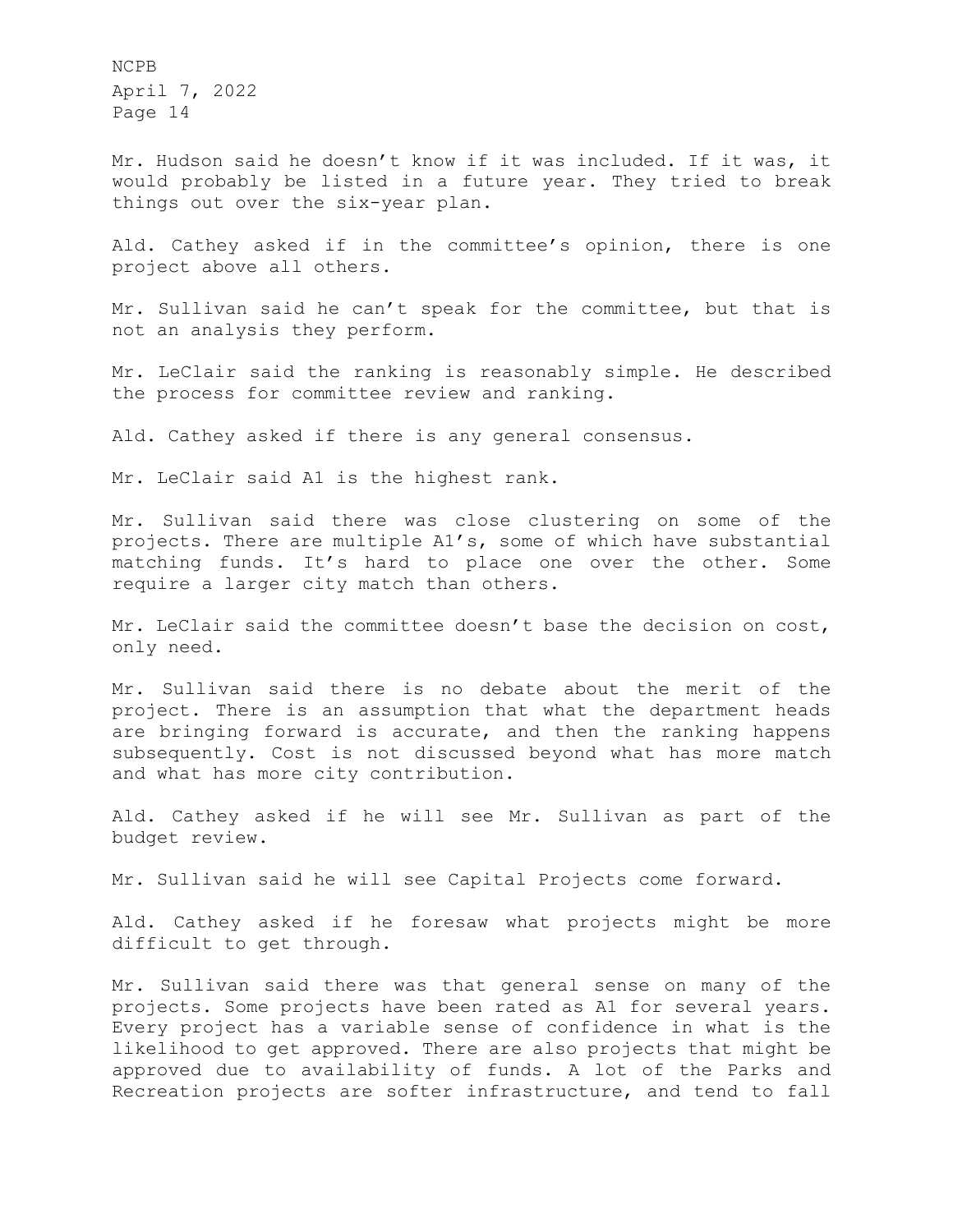Mr. Hudson said he doesn't know if it was included. If it was, it would probably be listed in a future year. They tried to break things out over the six-year plan.

Ald. Cathey asked if in the committee's opinion, there is one project above all others.

Mr. Sullivan said he can't speak for the committee, but that is not an analysis they perform.

Mr. LeClair said the ranking is reasonably simple. He described the process for committee review and ranking.

Ald. Cathey asked if there is any general consensus.

Mr. LeClair said A1 is the highest rank.

Mr. Sullivan said there was close clustering on some of the projects. There are multiple A1's, some of which have substantial matching funds. It's hard to place one over the other. Some require a larger city match than others.

Mr. LeClair said the committee doesn't base the decision on cost, only need.

Mr. Sullivan said there is no debate about the merit of the project. There is an assumption that what the department heads are bringing forward is accurate, and then the ranking happens subsequently. Cost is not discussed beyond what has more match and what has more city contribution.

Ald. Cathey asked if he will see Mr. Sullivan as part of the budget review.

Mr. Sullivan said he will see Capital Projects come forward.

Ald. Cathey asked if he foresaw what projects might be more difficult to get through.

Mr. Sullivan said there was that general sense on many of the projects. Some projects have been rated as A1 for several years. Every project has a variable sense of confidence in what is the likelihood to get approved. There are also projects that might be approved due to availability of funds. A lot of the Parks and Recreation projects are softer infrastructure, and tend to fall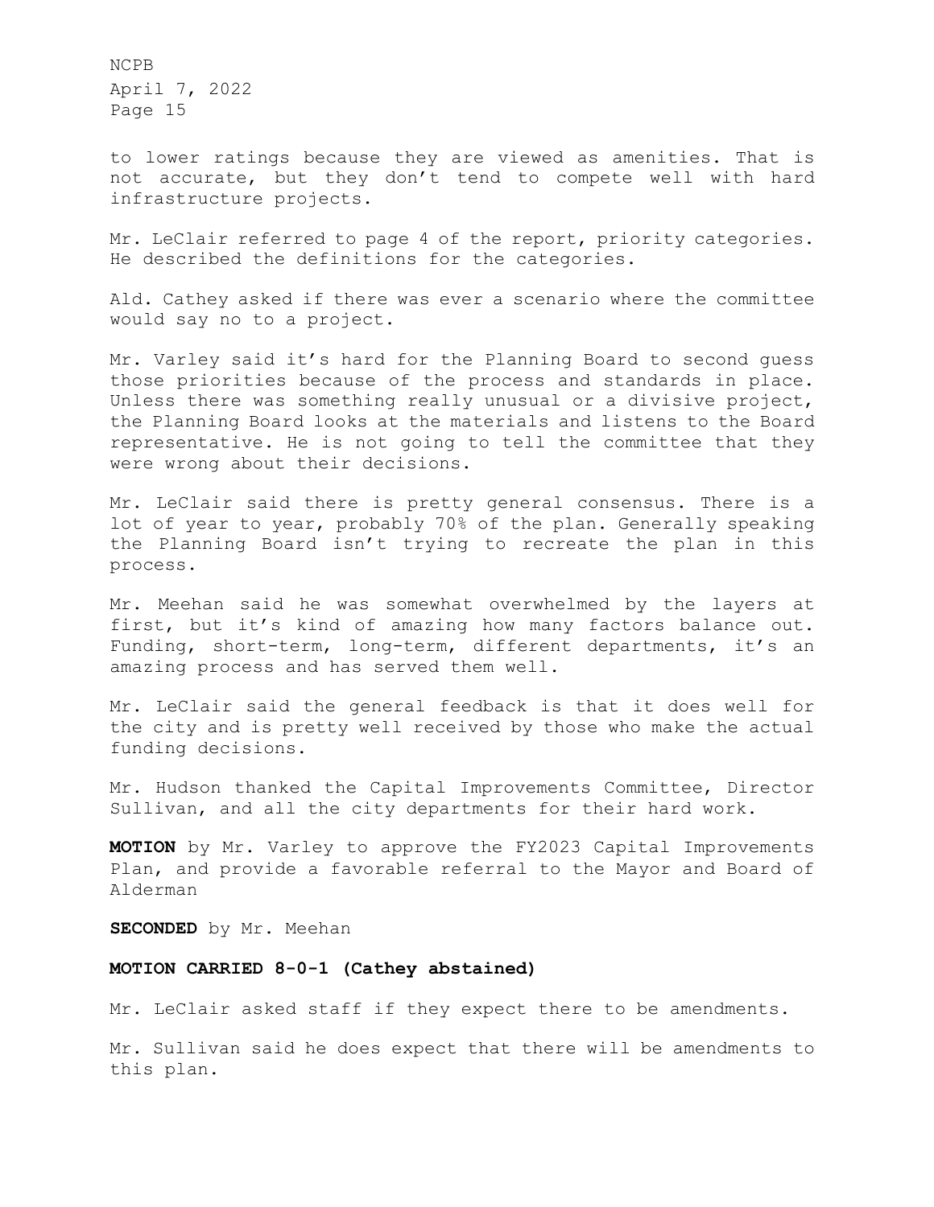to lower ratings because they are viewed as amenities. That is not accurate, but they don't tend to compete well with hard infrastructure projects.

Mr. LeClair referred to page 4 of the report, priority categories. He described the definitions for the categories.

Ald. Cathey asked if there was ever a scenario where the committee would say no to a project.

Mr. Varley said it's hard for the Planning Board to second guess those priorities because of the process and standards in place. Unless there was something really unusual or a divisive project, the Planning Board looks at the materials and listens to the Board representative. He is not going to tell the committee that they were wrong about their decisions.

Mr. LeClair said there is pretty general consensus. There is a lot of year to year, probably 70% of the plan. Generally speaking the Planning Board isn't trying to recreate the plan in this process.

Mr. Meehan said he was somewhat overwhelmed by the layers at first, but it's kind of amazing how many factors balance out. Funding, short-term, long-term, different departments, it's an amazing process and has served them well.

Mr. LeClair said the general feedback is that it does well for the city and is pretty well received by those who make the actual funding decisions.

Mr. Hudson thanked the Capital Improvements Committee, Director Sullivan, and all the city departments for their hard work.

**MOTION** by Mr. Varley to approve the FY2023 Capital Improvements Plan, and provide a favorable referral to the Mayor and Board of Alderman

**SECONDED** by Mr. Meehan

**MOTION CARRIED 8-0-1 (Cathey abstained)**

Mr. LeClair asked staff if they expect there to be amendments.

Mr. Sullivan said he does expect that there will be amendments to this plan.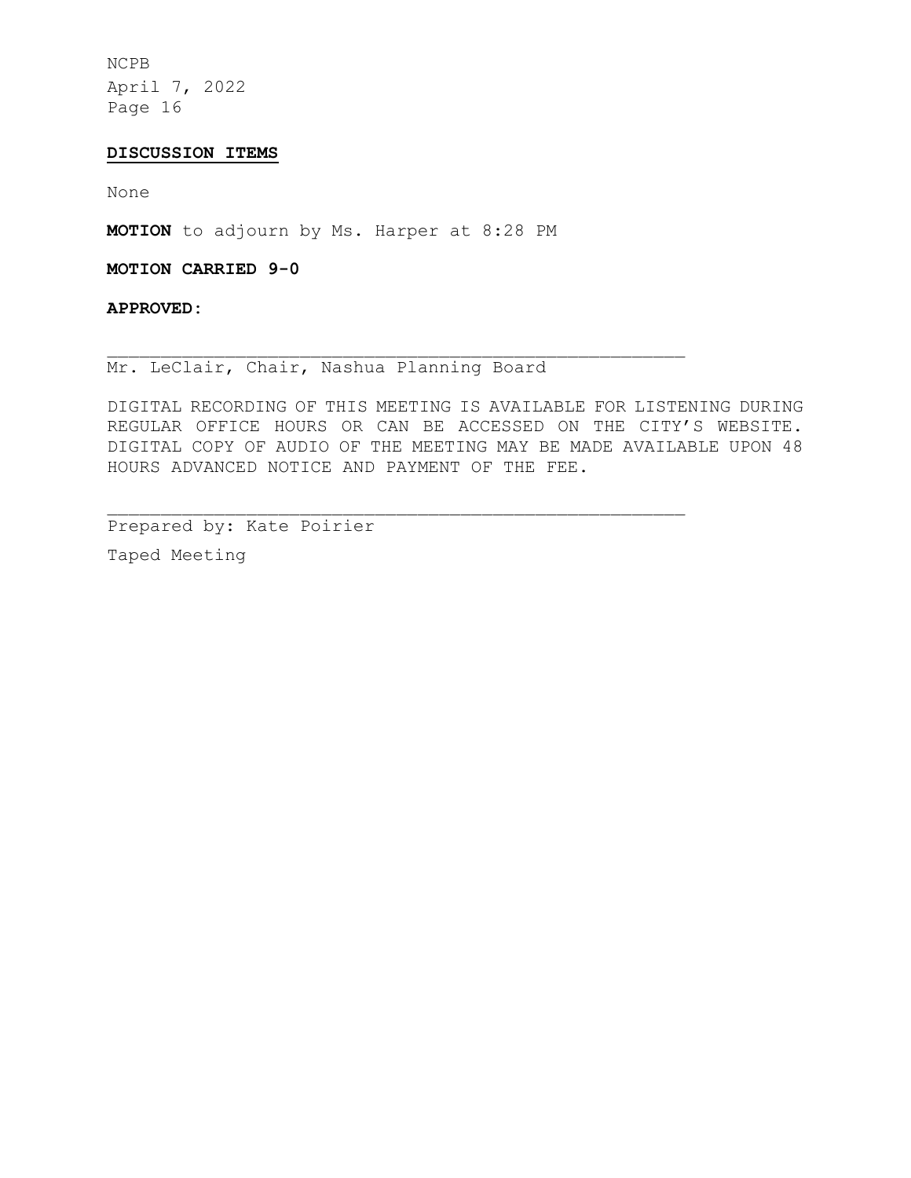**DISCUSSION ITEMS**

None

**MOTION** to adjourn by Ms. Harper at 8:28 PM

**MOTION CARRIED 9-0**

**APPROVED:**

\_\_\_\_\_\_\_\_\_\_\_\_\_\_\_\_\_\_\_\_\_\_\_\_\_\_\_\_\_\_\_\_\_\_\_\_\_\_\_\_\_\_\_\_\_\_\_\_\_\_\_\_

Mr. LeClair, Chair, Nashua Planning Board

DIGITAL RECORDING OF THIS MEETING IS AVAILABLE FOR LISTENING DURING REGULAR OFFICE HOURS OR CAN BE ACCESSED ON THE CITY'S WEBSITE. DIGITAL COPY OF AUDIO OF THE MEETING MAY BE MADE AVAILABLE UPON 48 HOURS ADVANCED NOTICE AND PAYMENT OF THE FEE.

\_\_\_\_\_\_\_\_\_\_\_\_\_\_\_\_\_\_\_\_\_\_\_\_\_\_\_\_\_\_\_\_\_\_\_\_\_\_\_\_\_\_\_\_\_\_\_\_\_\_\_\_

Prepared by: Kate Poirier

Taped Meeting